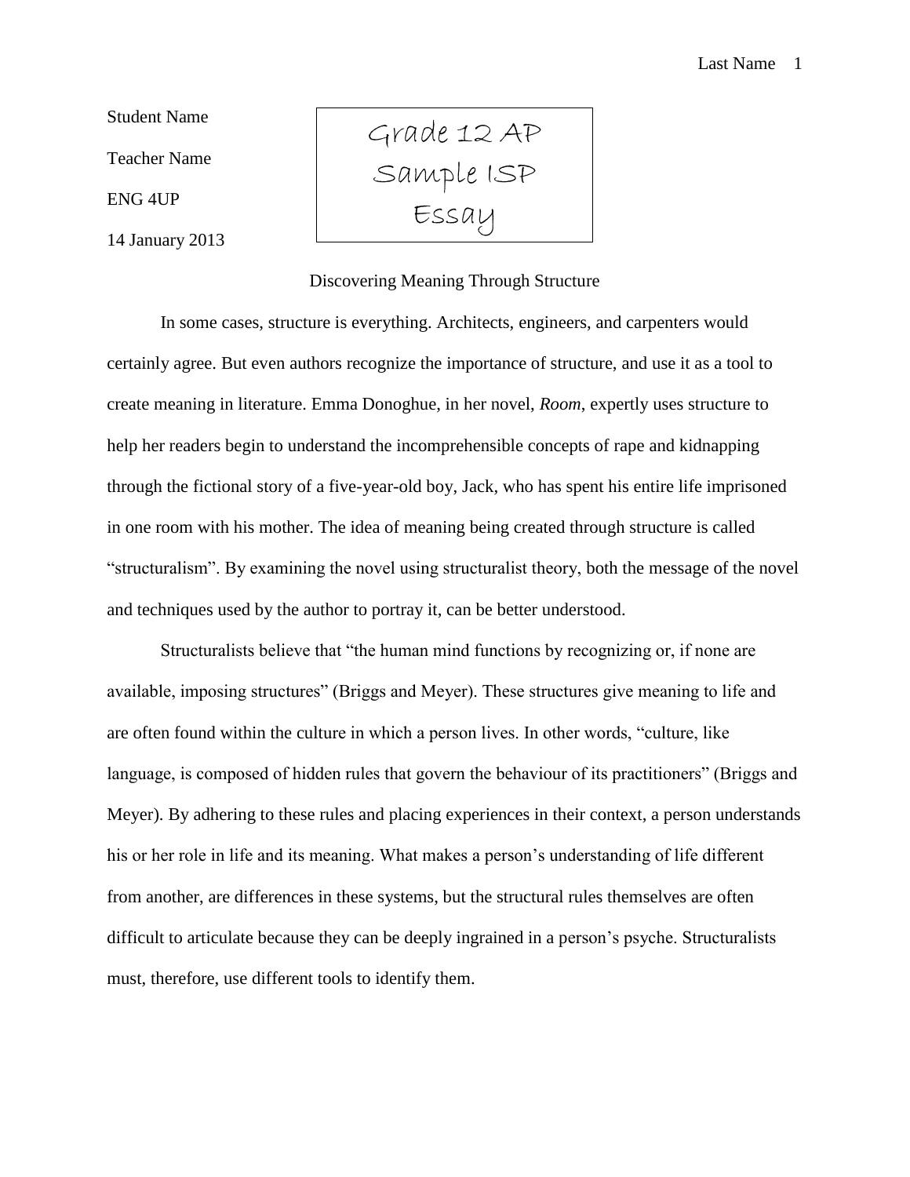Student Name

Teacher Name

ENG 4UP

14 January 2013

Grade 12 AP
Sample ISP
Essay

# Discovering Meaning Through Structure

In some cases, structure is everything. Architects, engineers, and carpenters would certainly agree. But even authors recognize the importance of structure, and use it as a tool to create meaning in literature. Emma Donoghue, in her novel, *Room*, expertly uses structure to help her readers begin to understand the incomprehensible concepts of rape and kidnapping through the fictional story of a five-year-old boy, Jack, who has spent his entire life imprisoned in one room with his mother. The idea of meaning being created through structure is called "structuralism". By examining the novel using structuralist theory, both the message of the novel and techniques used by the author to portray it, can be better understood.

Structuralists believe that "the human mind functions by recognizing or, if none are available, imposing structures" (Briggs and Meyer). These structures give meaning to life and are often found within the culture in which a person lives. In other words, "culture, like language, is composed of hidden rules that govern the behaviour of its practitioners" (Briggs and Meyer). By adhering to these rules and placing experiences in their context, a person understands his or her role in life and its meaning. What makes a person's understanding of life different from another, are differences in these systems, but the structural rules themselves are often difficult to articulate because they can be deeply ingrained in a person's psyche. Structuralists must, therefore, use different tools to identify them.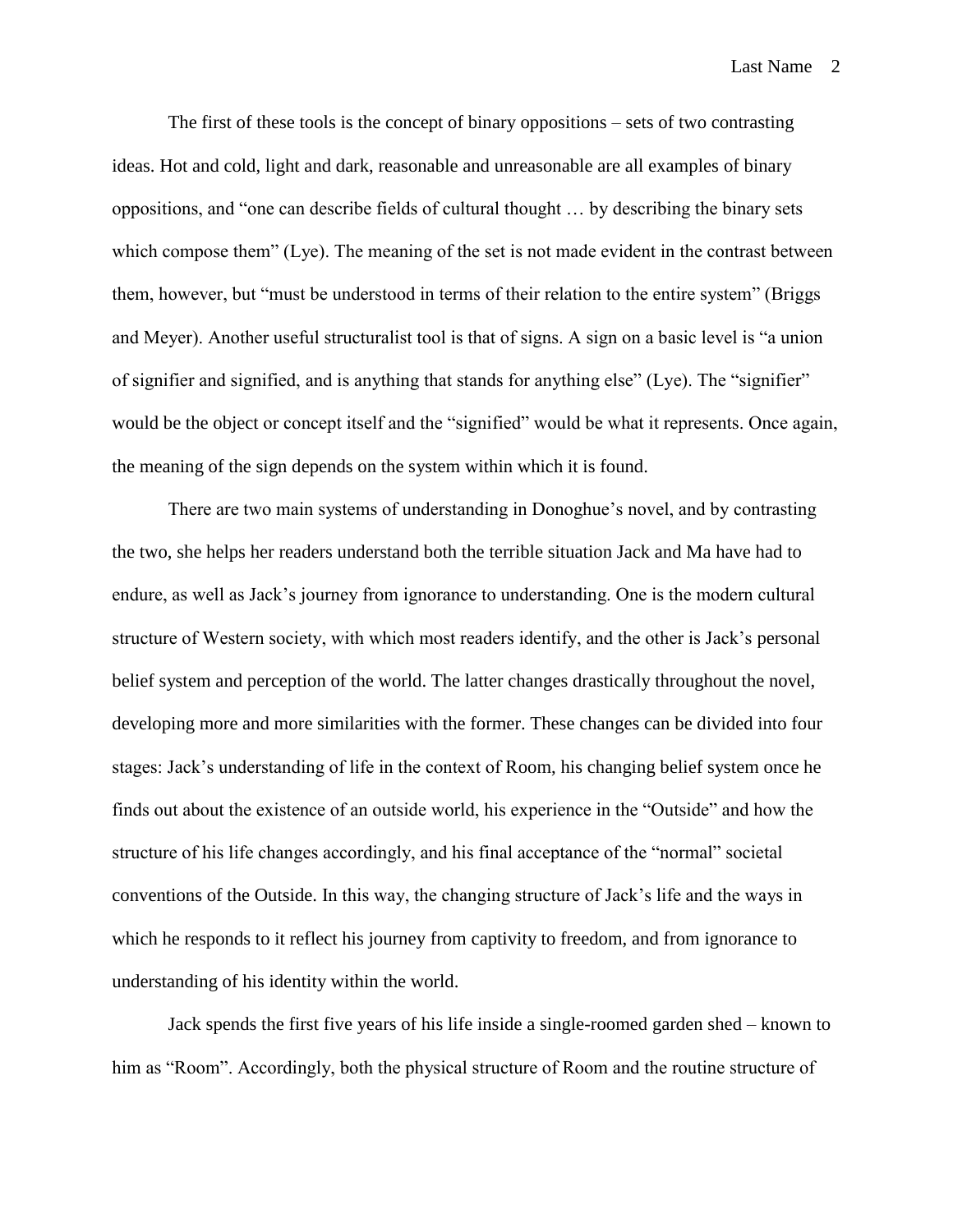The first of these tools is the concept of binary oppositions – sets of two contrasting ideas. Hot and cold, light and dark, reasonable and unreasonable are all examples of binary oppositions, and "one can describe fields of cultural thought … by describing the binary sets which compose them" (Lye). The meaning of the set is not made evident in the contrast between them, however, but "must be understood in terms of their relation to the entire system" (Briggs and Meyer). Another useful structuralist tool is that of signs. A sign on a basic level is "a union of signifier and signified, and is anything that stands for anything else" (Lye). The "signifier" would be the object or concept itself and the "signified" would be what it represents. Once again, the meaning of the sign depends on the system within which it is found.

There are two main systems of understanding in Donoghue's novel, and by contrasting the two, she helps her readers understand both the terrible situation Jack and Ma have had to endure, as well as Jack's journey from ignorance to understanding. One is the modern cultural structure of Western society, with which most readers identify, and the other is Jack's personal belief system and perception of the world. The latter changes drastically throughout the novel, developing more and more similarities with the former. These changes can be divided into four stages: Jack's understanding of life in the context of Room, his changing belief system once he finds out about the existence of an outside world, his experience in the "Outside" and how the structure of his life changes accordingly, and his final acceptance of the "normal" societal conventions of the Outside. In this way, the changing structure of Jack's life and the ways in which he responds to it reflect his journey from captivity to freedom, and from ignorance to understanding of his identity within the world.

Jack spends the first five years of his life inside a single-roomed garden shed – known to him as "Room". Accordingly, both the physical structure of Room and the routine structure of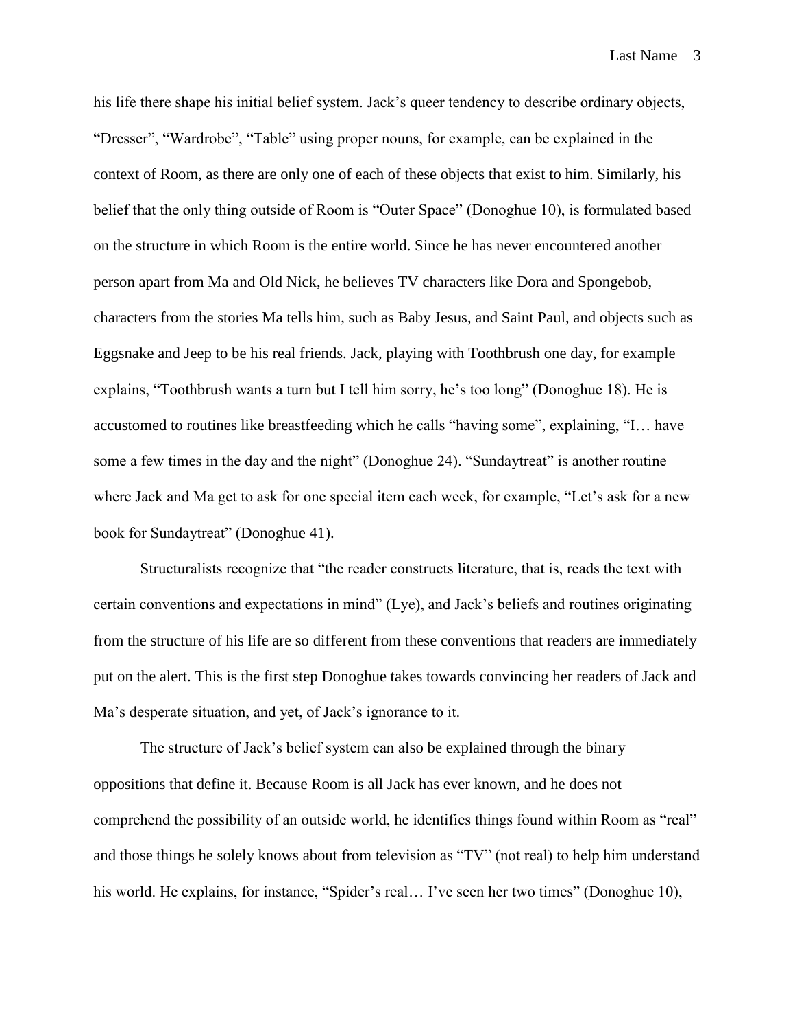his life there shape his initial belief system. Jack's queer tendency to describe ordinary objects, "Dresser", "Wardrobe", "Table" using proper nouns, for example, can be explained in the context of Room, as there are only one of each of these objects that exist to him. Similarly, his belief that the only thing outside of Room is "Outer Space" (Donoghue 10), is formulated based on the structure in which Room is the entire world. Since he has never encountered another person apart from Ma and Old Nick, he believes TV characters like Dora and Spongebob, characters from the stories Ma tells him, such as Baby Jesus, and Saint Paul, and objects such as Eggsnake and Jeep to be his real friends. Jack, playing with Toothbrush one day, for example explains, "Toothbrush wants a turn but I tell him sorry, he's too long" (Donoghue 18). He is accustomed to routines like breastfeeding which he calls "having some", explaining, "I… have some a few times in the day and the night" (Donoghue 24). "Sundaytreat" is another routine where Jack and Ma get to ask for one special item each week, for example, "Let's ask for a new book for Sundaytreat" (Donoghue 41).

Structuralists recognize that "the reader constructs literature, that is, reads the text with certain conventions and expectations in mind" (Lye), and Jack's beliefs and routines originating from the structure of his life are so different from these conventions that readers are immediately put on the alert. This is the first step Donoghue takes towards convincing her readers of Jack and Ma's desperate situation, and yet, of Jack's ignorance to it.

The structure of Jack's belief system can also be explained through the binary oppositions that define it. Because Room is all Jack has ever known, and he does not comprehend the possibility of an outside world, he identifies things found within Room as "real" and those things he solely knows about from television as "TV" (not real) to help him understand his world. He explains, for instance, "Spider's real… I've seen her two times" (Donoghue 10),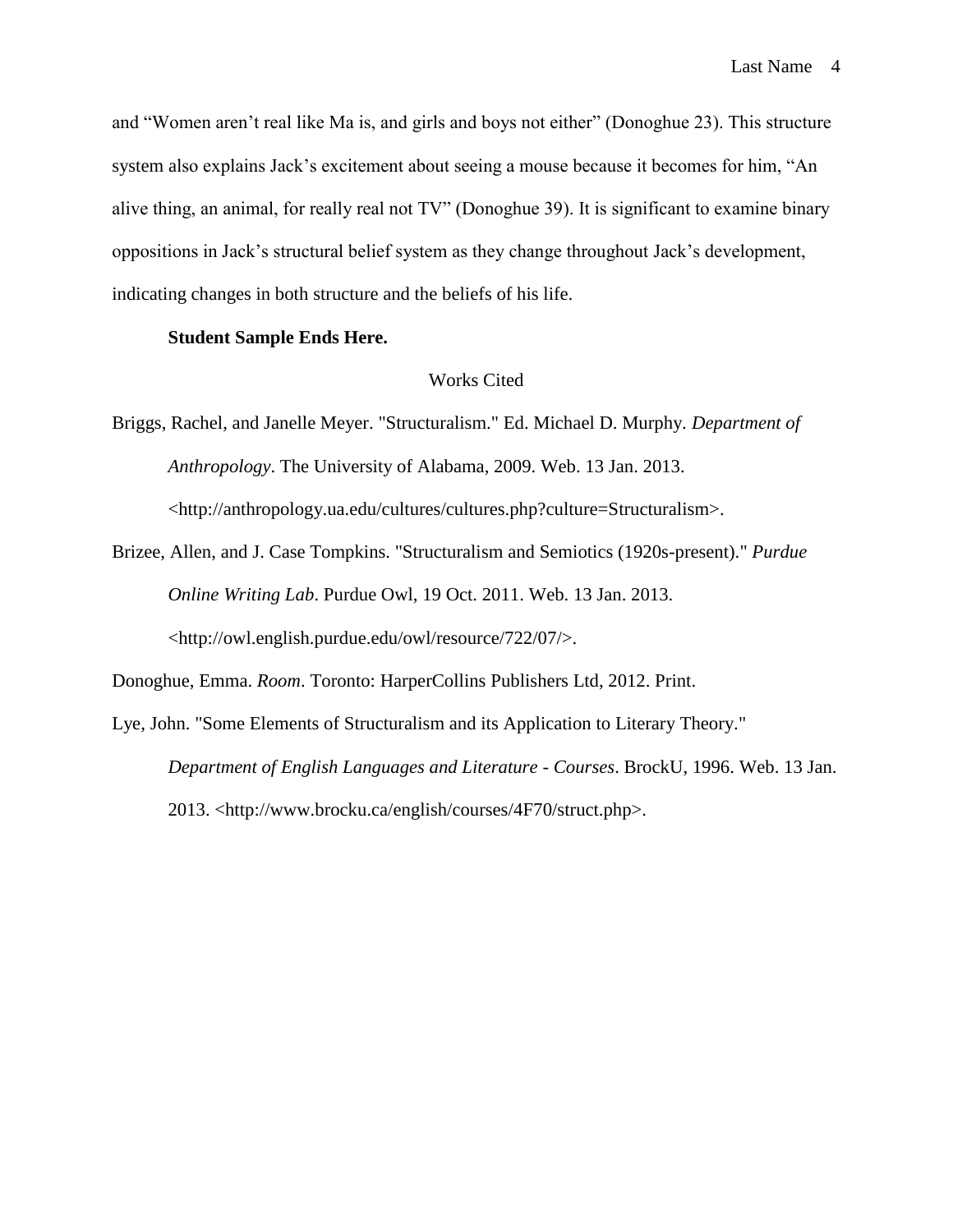and “Women aren’t real like Ma is, and girls and boys not either” (Donoghue 23). This structure system also explains Jack’s excitement about seeing a mouse because it becomes for him, “An alive thing, an animal, for really real not TV” (Donoghue 39). It is significant to examine binary oppositions in Jack’s structural belief system as they change throughout Jack’s development, indicating changes in both structure and the beliefs of his life.

**Student Sample Ends Here.**

## Works Cited

Briggs, Rachel, and Janelle Meyer. "Structuralism." Ed. Michael D. Murphy. *Department of Anthropology*. The University of Alabama, 2009. Web. 13 Jan. 2013. <http://anthropology.ua.edu/cultures/cultures.php?culture=Structuralism>.

Brizee, Allen, and J. Case Tompkins. "Structuralism and Semiotics (1920s-present)." *Purdue Online Writing Lab*. Purdue Owl, 19 Oct. 2011. Web. 13 Jan. 2013. <http://owl.english.purdue.edu/owl/resource/722/07/>.

Donoghue, Emma. *Room*. Toronto: HarperCollins Publishers Ltd, 2012. Print.

Lye, John. "Some Elements of Structuralism and its Application to Literary Theory." *Department of English Languages and Literature - Courses*. BrockU, 1996. Web. 13 Jan. 2013. <http://www.brocku.ca/english/courses/4F70/struct.php>.